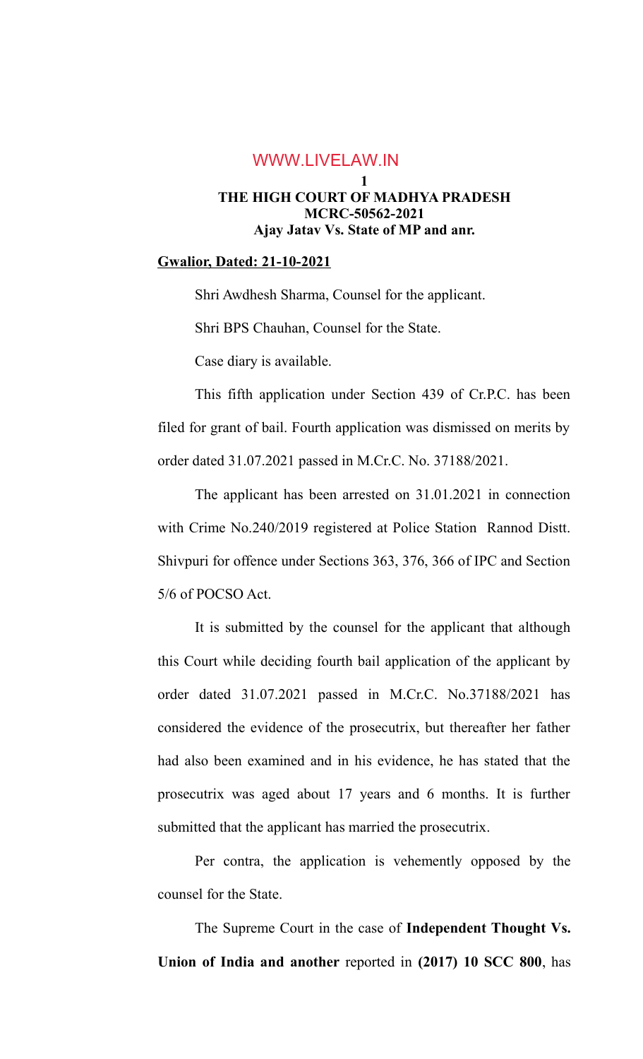**THE HIGH COURT OF MADHYA PRADESH**
**MCRC-50562-2021**
**Ajay Jatav Vs. State of MP and anr.**

**Gwalior, Dated: 21-10-2021**

Shri Awdhesh Sharma, Counsel for the applicant.

Shri BPS Chauhan, Counsel for the State.

Case diary is available.

This fifth application under Section 439 of Cr.P.C. has been filed for grant of bail. Fourth application was dismissed on merits by order dated 31.07.2021 passed in M.Cr.C. No. 37188/2021.

The applicant has been arrested on 31.01.2021 in connection with Crime No.240/2019 registered at Police Station Rannod Distt. Shivpuri for offence under Sections 363, 376, 366 of IPC and Section 5/6 of POCSO Act.

It is submitted by the counsel for the applicant that although this Court while deciding fourth bail application of the applicant by order dated 31.07.2021 passed in M.Cr.C. No.37188/2021 has considered the evidence of the prosecutrix, but thereafter her father had also been examined and in his evidence, he has stated that the prosecutrix was aged about 17 years and 6 months. It is further submitted that the applicant has married the prosecutrix.

Per contra, the application is vehemently opposed by the counsel for the State.

The Supreme Court in the case of **Independent Thought Vs. Union of India and another** reported in **(2017) 10 SCC 800**, has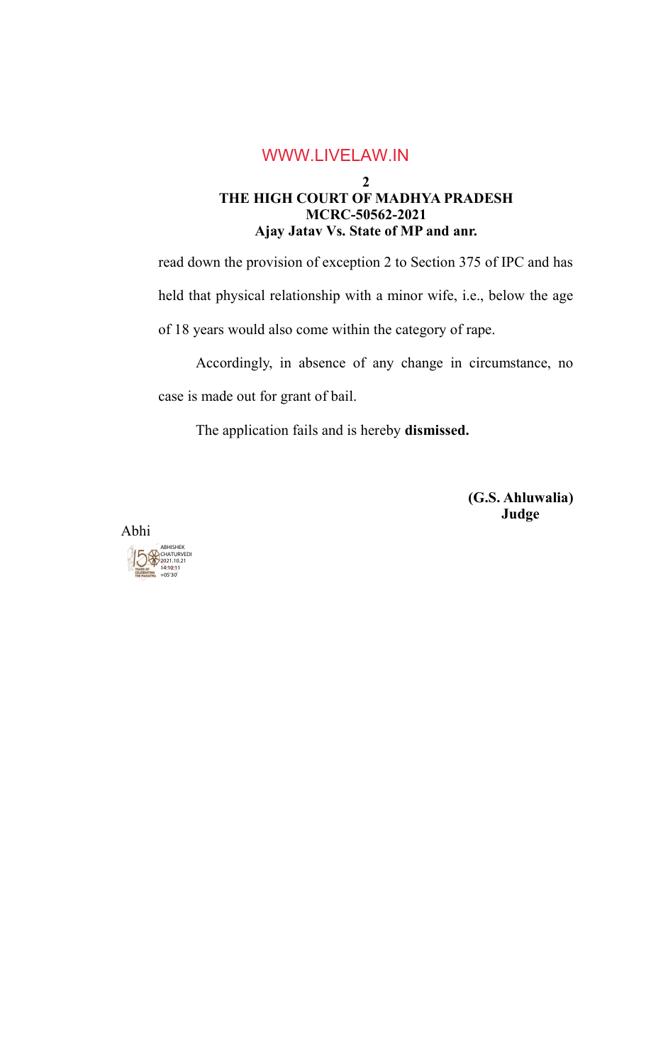read down the provision of exception 2 to Section 375 of IPC and has held that physical relationship with a minor wife, i.e., below the age of 18 years would also come within the category of rape.

Accordingly, in absence of any change in circumstance, no case is made out for grant of bail.

The application fails and is hereby **dismissed.**

**(G.S. Ahluwalia)**
**Judge**

Abhi